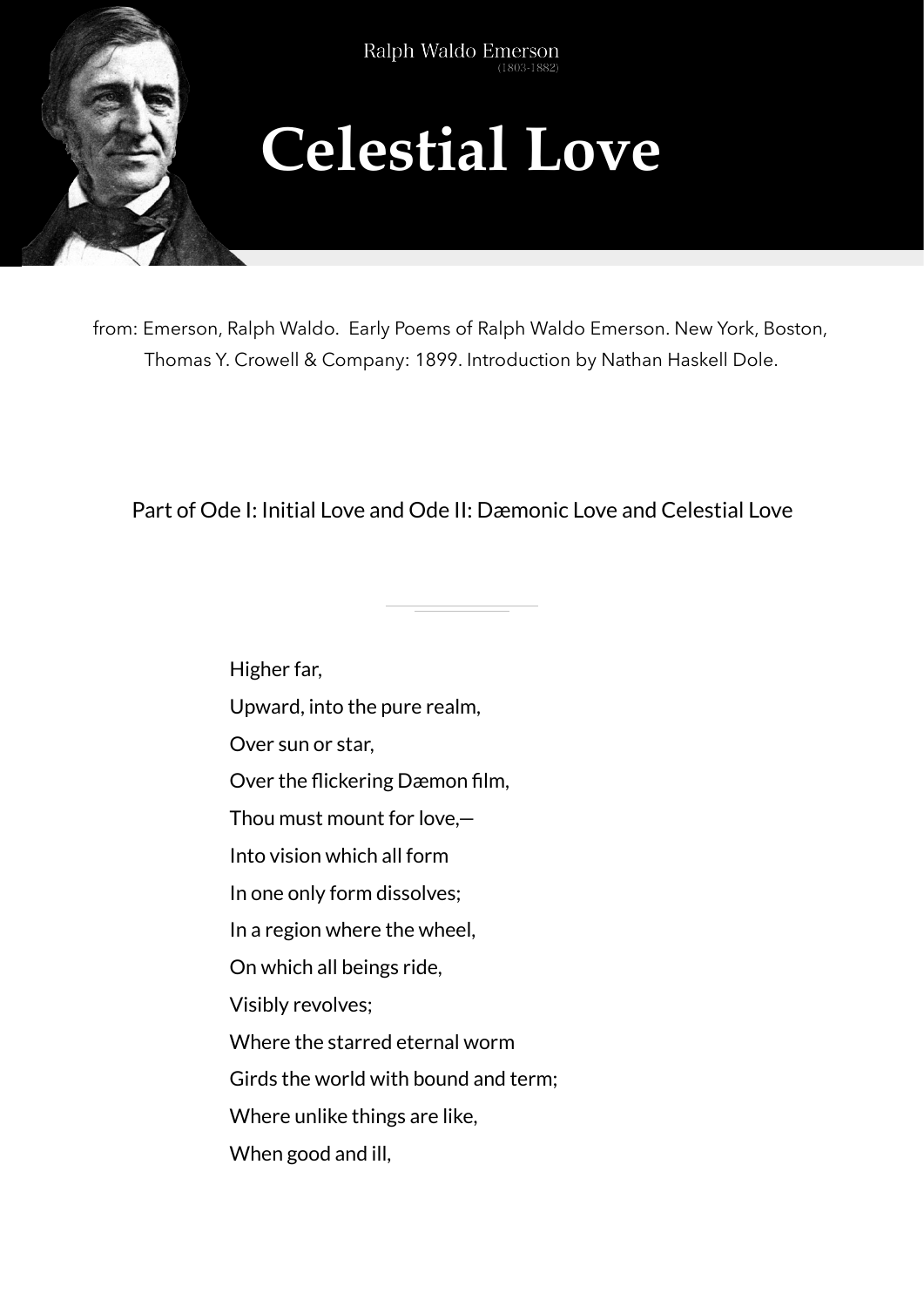Ralph Waldo Emerson
(1803-1882)

# Celestial Love

from: Emerson, Ralph Waldo. Early Poems of Ralph Waldo Emerson. New York, Boston, Thomas Y. Crowell & Company: 1899. Introduction by Nathan Haskell Dole.

Part of Ode I: Initial Love and Ode II: Dæmonic Love and Celestial Love

---

Higher far,

Upward, into the pure realm,

Over sun or star,

Over the flickering Dæmon film,

Thou must mount for love,—

Into vision which all form

In one only form dissolves;

In a region where the wheel,

On which all beings ride,

Visibly revolves;

Where the starred eternal worm

Girds the world with bound and term;

Where unlike things are like,

When good and ill,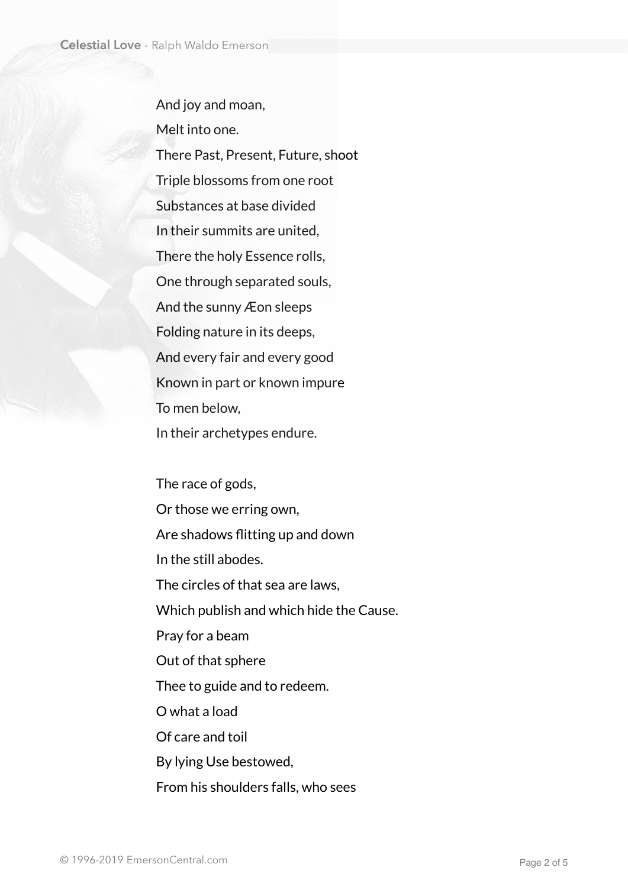And joy and moan,
Melt into one.
There Past, Present, Future, shoot
Triple blossoms from one root
Substances at base divided
In their summits are united,
There the holy Essence rolls,
One through separated souls,
And the sunny Æon sleeps
Folding nature in its deeps,
And every fair and every good
Known in part or known impure
To men below,
In their archetypes endure.

The race of gods,
Or those we erring own,
Are shadows flitting up and down
In the still abodes.
The circles of that sea are laws,
Which publish and which hide the Cause.
Pray for a beam
Out of that sphere
Thee to guide and to redeem.
O what a load
Of care and toil
By lying Use bestowed,
From his shoulders falls, who sees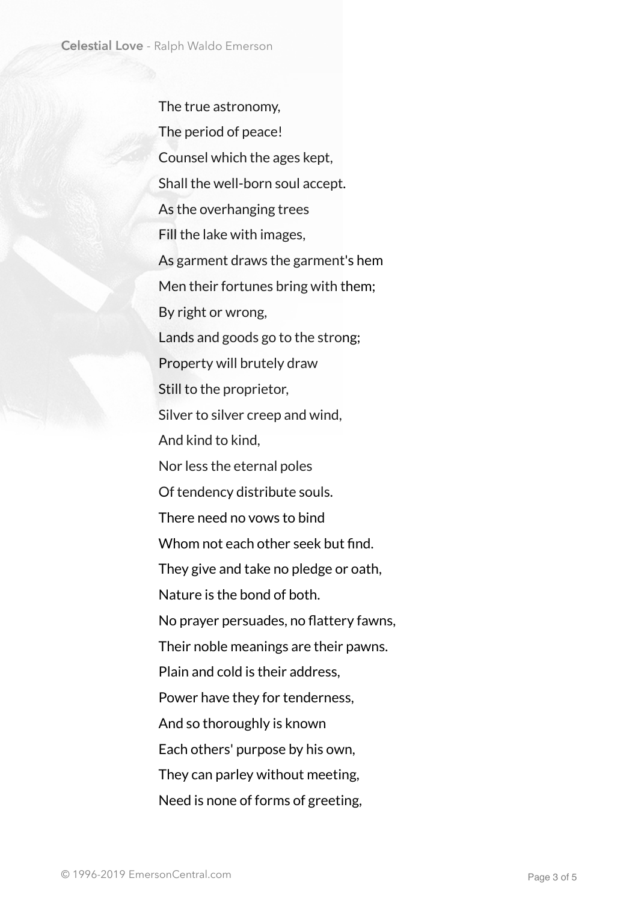The true astronomy,
The period of peace!
Counsel which the ages kept,
Shall the well-born soul accept.
As the overhanging trees
Fill the lake with images,
As garment draws the garment's hem
Men their fortunes bring with them;
By right or wrong,
Lands and goods go to the strong;
Property will brutely draw
Still to the proprietor,
Silver to silver creep and wind,
And kind to kind,
Nor less the eternal poles
Of tendency distribute souls.
There need no vows to bind
Whom not each other seek but find.
They give and take no pledge or oath,
Nature is the bond of both.
No prayer persuades, no flattery fawns,
Their noble meanings are their pawns.
Plain and cold is their address,
Power have they for tenderness,
And so thoroughly is known
Each others' purpose by his own,
They can parley without meeting,
Need is none of forms of greeting,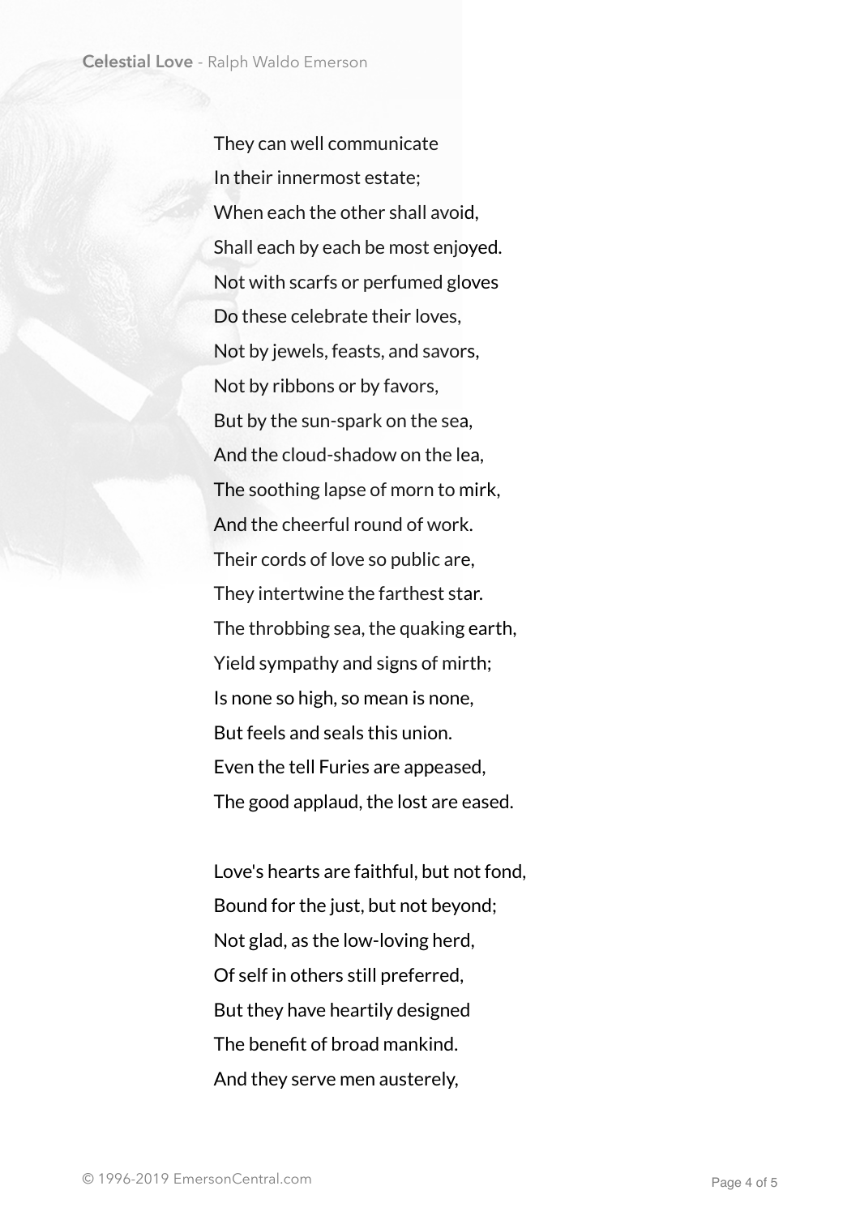They can well communicate
In their innermost estate;
When each the other shall avoid,
Shall each by each be most enjoyed.
Not with scarfs or perfumed gloves
Do these celebrate their loves,
Not by jewels, feasts, and savors,
Not by ribbons or by favors,
But by the sun-spark on the sea,
And the cloud-shadow on the lea,
The soothing lapse of morn to mirk,
And the cheerful round of work.
Their cords of love so public are,
They intertwine the farthest star.
The throbbing sea, the quaking earth,
Yield sympathy and signs of mirth;
Is none so high, so mean is none,
But feels and seals this union.
Even the tell Furies are appeased,
The good applaud, the lost are eased.

Love's hearts are faithful, but not fond,
Bound for the just, but not beyond;
Not glad, as the low-loving herd,
Of self in others still preferred,
But they have heartily designed
The benefit of broad mankind.
And they serve men austerely,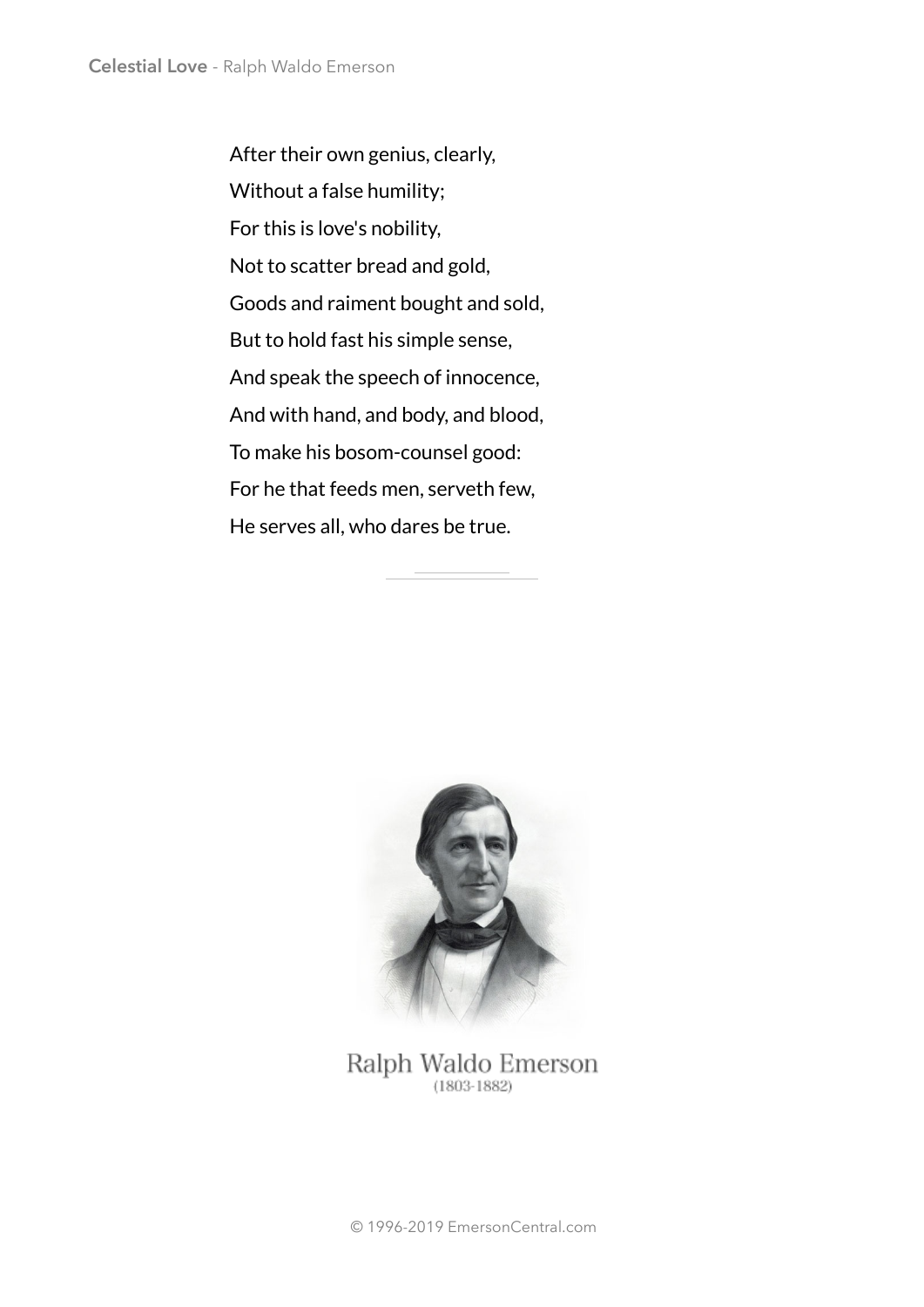After their own genius, clearly,  
Without a false humility;  
For this is love's nobility,  
Not to scatter bread and gold,  
Goods and raiment bought and sold,  
But to hold fast his simple sense,  
And speak the speech of innocence,  
And with hand, and body, and blood,  
To make his bosom-counsel good:  
For he that feeds men, serveth few,  
He serves all, who dares be true.

---

Ralph Waldo Emerson  
(1803-1882)

© 1996-2019 EmersonCentral.com